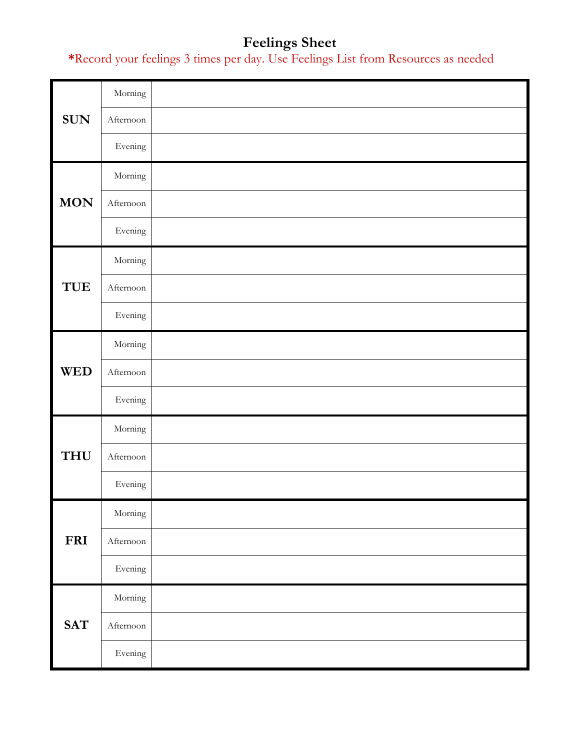# Feelings Sheet

*Record your feelings 3 times per day. Use Feelings List from Resources as needed

| | | |
|---|---|---|
| **SUN** | Morning | |
| | Afternoon | |
| | Evening | |
| **MON** | Morning | |
| | Afternoon | |
| | Evening | |
| **TUE** | Morning | |
| | Afternoon | |
| | Evening | |
| **WED** | Morning | |
| | Afternoon | |
| | Evening | |
| **THU** | Morning | |
| | Afternoon | |
| | Evening | |
| **FRI** | Morning | |
| | Afternoon | |
| | Evening | |
| **SAT** | Morning | |
| | Afternoon | |
| | Evening | |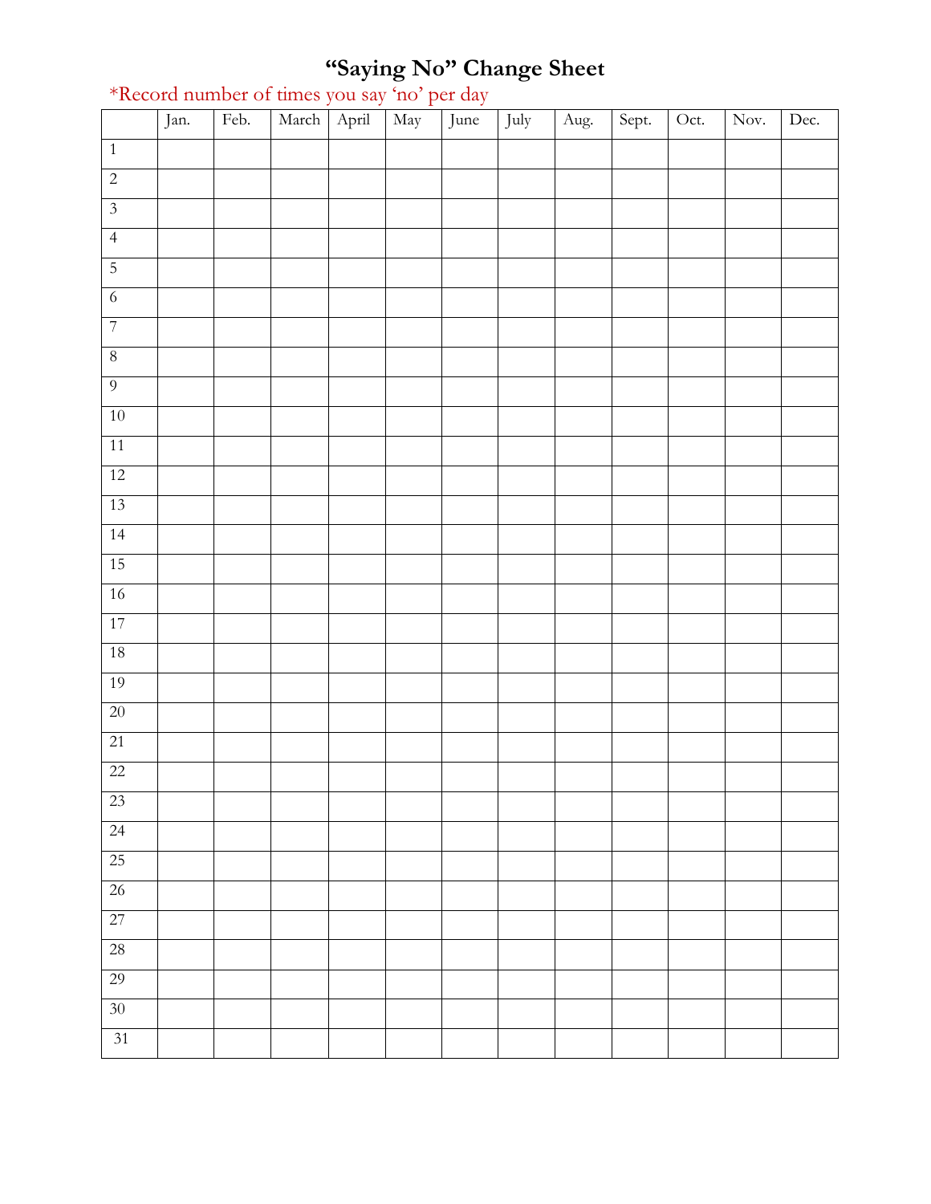# "Saying No" Change Sheet

*Record number of times you say 'no' per day

| | Jan. | Feb. | March | April | May | June | July | Aug. | Sept. | Oct. | Nov. | Dec. |
|---|---|---|---|---|---|---|---|---|---|---|---|---|
| 1 | | | | | | | | | | | | |
| 2 | | | | | | | | | | | | |
| 3 | | | | | | | | | | | | |
| 4 | | | | | | | | | | | | |
| 5 | | | | | | | | | | | | |
| 6 | | | | | | | | | | | | |
| 7 | | | | | | | | | | | | |
| 8 | | | | | | | | | | | | |
| 9 | | | | | | | | | | | | |
| 10 | | | | | | | | | | | | |
| 11 | | | | | | | | | | | | |
| 12 | | | | | | | | | | | | |
| 13 | | | | | | | | | | | | |
| 14 | | | | | | | | | | | | |
| 15 | | | | | | | | | | | | |
| 16 | | | | | | | | | | | | |
| 17 | | | | | | | | | | | | |
| 18 | | | | | | | | | | | | |
| 19 | | | | | | | | | | | | |
| 20 | | | | | | | | | | | | |
| 21 | | | | | | | | | | | | |
| 22 | | | | | | | | | | | | |
| 23 | | | | | | | | | | | | |
| 24 | | | | | | | | | | | | |
| 25 | | | | | | | | | | | | |
| 26 | | | | | | | | | | | | |
| 27 | | | | | | | | | | | | |
| 28 | | | | | | | | | | | | |
| 29 | | | | | | | | | | | | |
| 30 | | | | | | | | | | | | |
| 31 | | | | | | | | | | | | |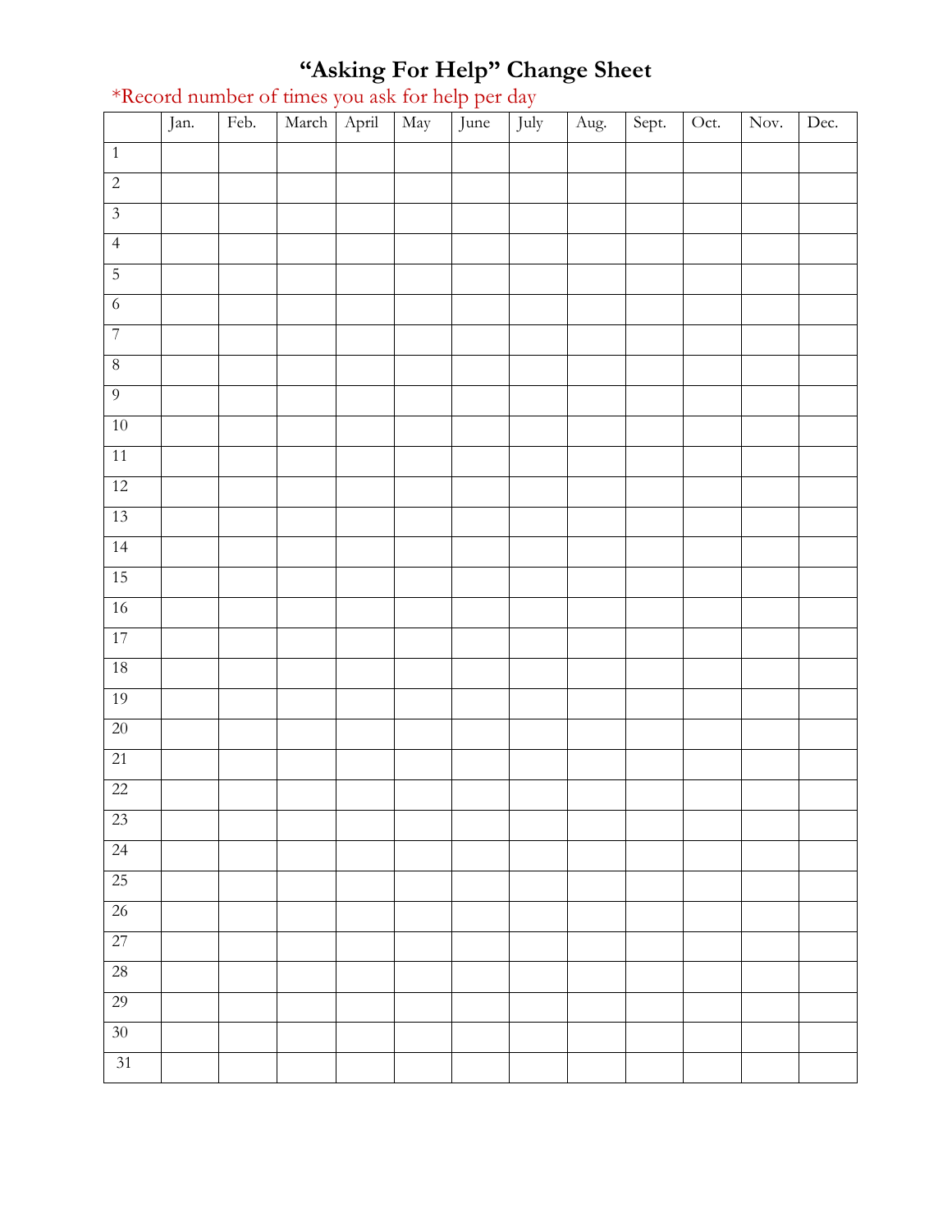# “Asking For Help” Change Sheet

*Record number of times you ask for help per day

| | Jan. | Feb. | March | April | May | June | July | Aug. | Sept. | Oct. | Nov. | Dec. |
|---|---|---|---|---|---|---|---|---|---|---|---|---|
| 1 | | | | | | | | | | | | |
| 2 | | | | | | | | | | | | |
| 3 | | | | | | | | | | | | |
| 4 | | | | | | | | | | | | |
| 5 | | | | | | | | | | | | |
| 6 | | | | | | | | | | | | |
| 7 | | | | | | | | | | | | |
| 8 | | | | | | | | | | | | |
| 9 | | | | | | | | | | | | |
| 10 | | | | | | | | | | | | |
| 11 | | | | | | | | | | | | |
| 12 | | | | | | | | | | | | |
| 13 | | | | | | | | | | | | |
| 14 | | | | | | | | | | | | |
| 15 | | | | | | | | | | | | |
| 16 | | | | | | | | | | | | |
| 17 | | | | | | | | | | | | |
| 18 | | | | | | | | | | | | |
| 19 | | | | | | | | | | | | |
| 20 | | | | | | | | | | | | |
| 21 | | | | | | | | | | | | |
| 22 | | | | | | | | | | | | |
| 23 | | | | | | | | | | | | |
| 24 | | | | | | | | | | | | |
| 25 | | | | | | | | | | | | |
| 26 | | | | | | | | | | | | |
| 27 | | | | | | | | | | | | |
| 28 | | | | | | | | | | | | |
| 29 | | | | | | | | | | | | |
| 30 | | | | | | | | | | | | |
| 31 | | | | | | | | | | | | |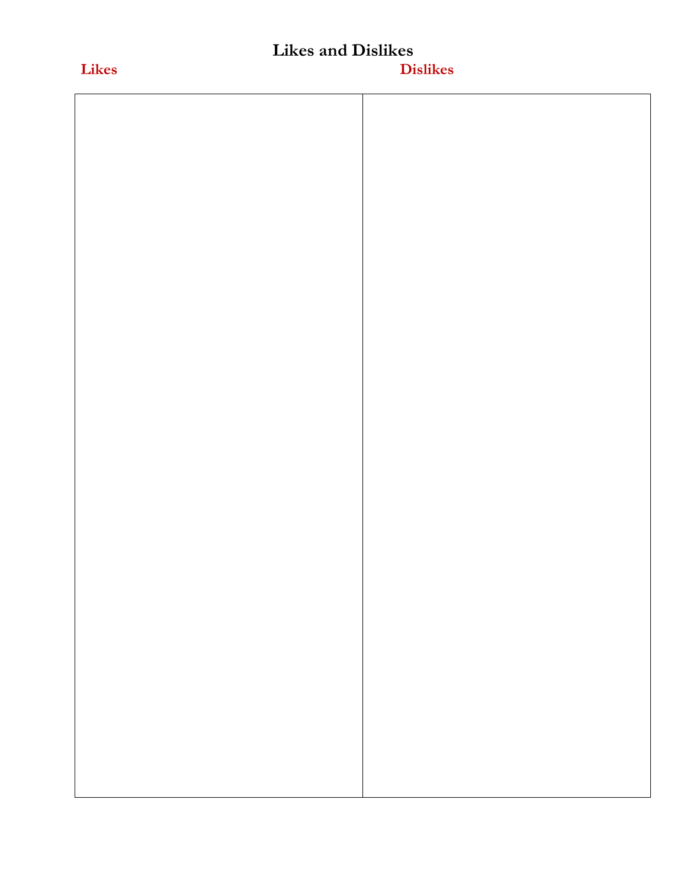# Likes and Dislikes

| Likes | Dislikes |
| --- | --- |
| | |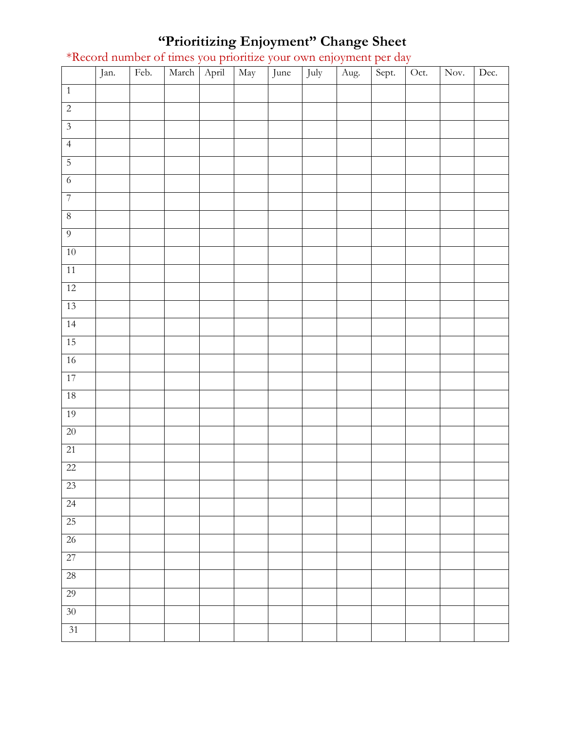# "Prioritizing Enjoyment" Change Sheet

*Record number of times you prioritize your own enjoyment per day

| | Jan. | Feb. | March | April | May | June | July | Aug. | Sept. | Oct. | Nov. | Dec. |
|---|---|---|---|---|---|---|---|---|---|---|---|---|
| 1 | | | | | | | | | | | | |
| 2 | | | | | | | | | | | | |
| 3 | | | | | | | | | | | | |
| 4 | | | | | | | | | | | | |
| 5 | | | | | | | | | | | | |
| 6 | | | | | | | | | | | | |
| 7 | | | | | | | | | | | | |
| 8 | | | | | | | | | | | | |
| 9 | | | | | | | | | | | | |
| 10 | | | | | | | | | | | | |
| 11 | | | | | | | | | | | | |
| 12 | | | | | | | | | | | | |
| 13 | | | | | | | | | | | | |
| 14 | | | | | | | | | | | | |
| 15 | | | | | | | | | | | | |
| 16 | | | | | | | | | | | | |
| 17 | | | | | | | | | | | | |
| 18 | | | | | | | | | | | | |
| 19 | | | | | | | | | | | | |
| 20 | | | | | | | | | | | | |
| 21 | | | | | | | | | | | | |
| 22 | | | | | | | | | | | | |
| 23 | | | | | | | | | | | | |
| 24 | | | | | | | | | | | | |
| 25 | | | | | | | | | | | | |
| 26 | | | | | | | | | | | | |
| 27 | | | | | | | | | | | | |
| 28 | | | | | | | | | | | | |
| 29 | | | | | | | | | | | | |
| 30 | | | | | | | | | | | | |
| 31 | | | | | | | | | | | | |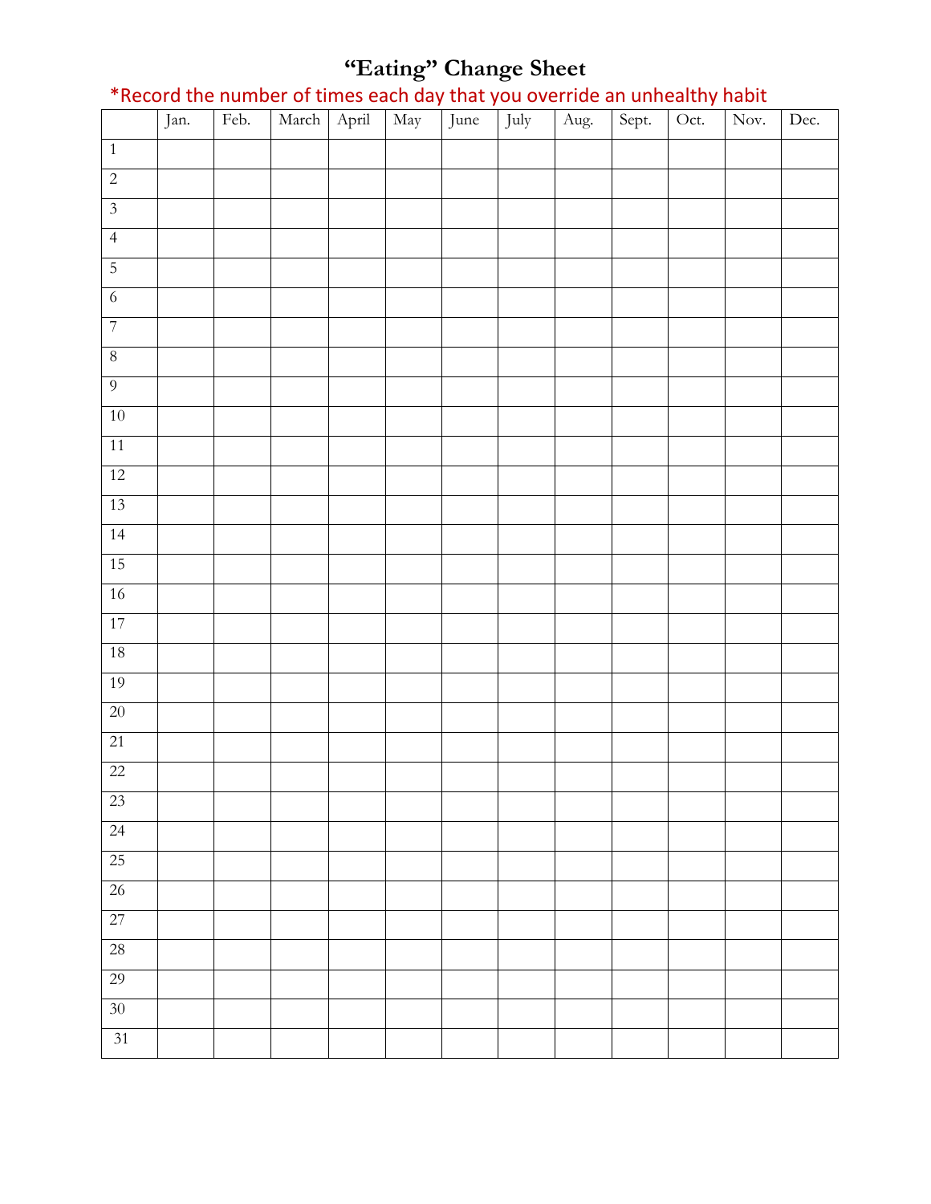# "Eating" Change Sheet

*Record the number of times each day that you override an unhealthy habit

| | Jan. | Feb. | March | April | May | June | July | Aug. | Sept. | Oct. | Nov. | Dec. |
|---|---|---|---|---|---|---|---|---|---|---|---|---|
| 1 | | | | | | | | | | | | |
| 2 | | | | | | | | | | | | |
| 3 | | | | | | | | | | | | |
| 4 | | | | | | | | | | | | |
| 5 | | | | | | | | | | | | |
| 6 | | | | | | | | | | | | |
| 7 | | | | | | | | | | | | |
| 8 | | | | | | | | | | | | |
| 9 | | | | | | | | | | | | |
| 10 | | | | | | | | | | | | |
| 11 | | | | | | | | | | | | |
| 12 | | | | | | | | | | | | |
| 13 | | | | | | | | | | | | |
| 14 | | | | | | | | | | | | |
| 15 | | | | | | | | | | | | |
| 16 | | | | | | | | | | | | |
| 17 | | | | | | | | | | | | |
| 18 | | | | | | | | | | | | |
| 19 | | | | | | | | | | | | |
| 20 | | | | | | | | | | | | |
| 21 | | | | | | | | | | | | |
| 22 | | | | | | | | | | | | |
| 23 | | | | | | | | | | | | |
| 24 | | | | | | | | | | | | |
| 25 | | | | | | | | | | | | |
| 26 | | | | | | | | | | | | |
| 27 | | | | | | | | | | | | |
| 28 | | | | | | | | | | | | |
| 29 | | | | | | | | | | | | |
| 30 | | | | | | | | | | | | |
| 31 | | | | | | | | | | | | |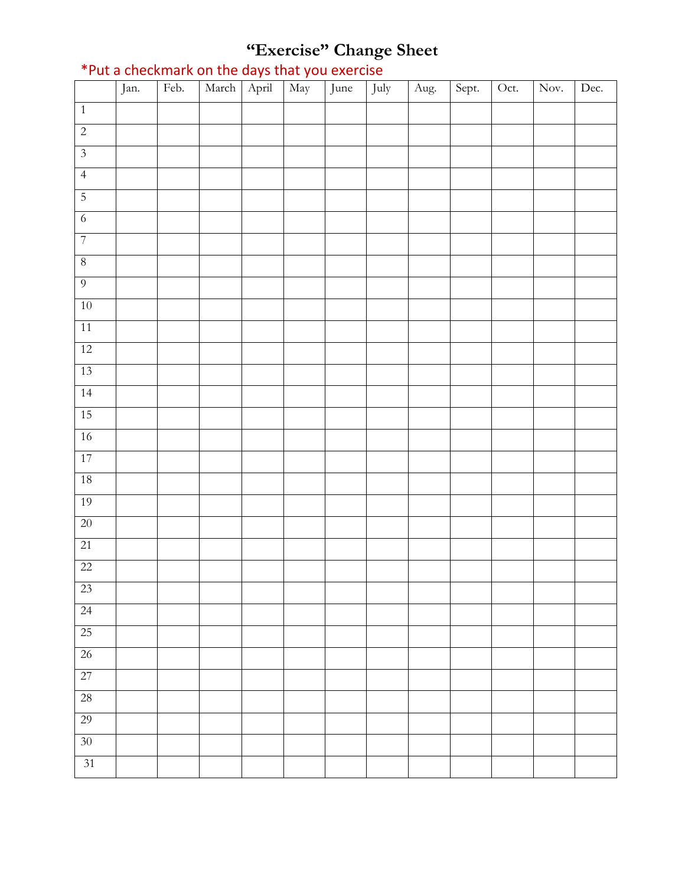# "Exercise" Change Sheet

*Put a checkmark on the days that you exercise

| | Jan. | Feb. | March | April | May | June | July | Aug. | Sept. | Oct. | Nov. | Dec. |
|---|---|---|---|---|---|---|---|---|---|---|---|---|
| 1 | | | | | | | | | | | | |
| 2 | | | | | | | | | | | | |
| 3 | | | | | | | | | | | | |
| 4 | | | | | | | | | | | | |
| 5 | | | | | | | | | | | | |
| 6 | | | | | | | | | | | | |
| 7 | | | | | | | | | | | | |
| 8 | | | | | | | | | | | | |
| 9 | | | | | | | | | | | | |
| 10 | | | | | | | | | | | | |
| 11 | | | | | | | | | | | | |
| 12 | | | | | | | | | | | | |
| 13 | | | | | | | | | | | | |
| 14 | | | | | | | | | | | | |
| 15 | | | | | | | | | | | | |
| 16 | | | | | | | | | | | | |
| 17 | | | | | | | | | | | | |
| 18 | | | | | | | | | | | | |
| 19 | | | | | | | | | | | | |
| 20 | | | | | | | | | | | | |
| 21 | | | | | | | | | | | | |
| 22 | | | | | | | | | | | | |
| 23 | | | | | | | | | | | | |
| 24 | | | | | | | | | | | | |
| 25 | | | | | | | | | | | | |
| 26 | | | | | | | | | | | | |
| 27 | | | | | | | | | | | | |
| 28 | | | | | | | | | | | | |
| 29 | | | | | | | | | | | | |
| 30 | | | | | | | | | | | | |
| 31 | | | | | | | | | | | | |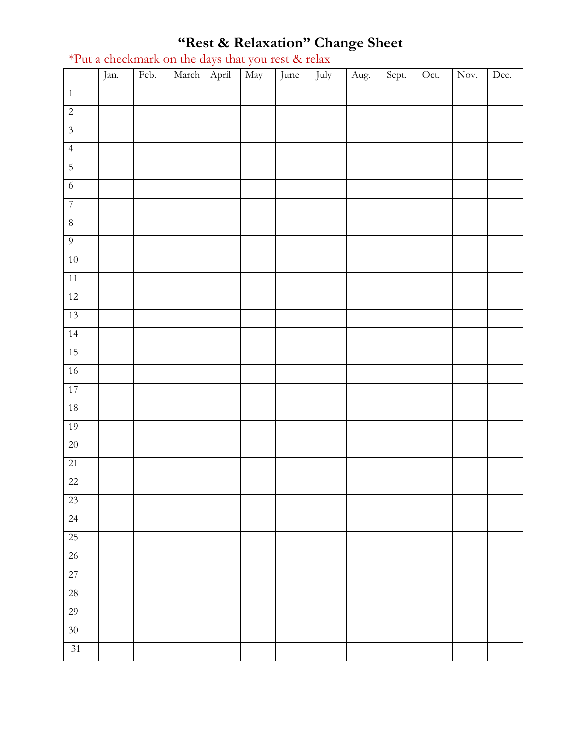# "Rest & Relaxation" Change Sheet

*Put a checkmark on the days that you rest & relax

|  | Jan. | Feb. | March | April | May | June | July | Aug. | Sept. | Oct. | Nov. | Dec. |
|---|---|---|---|---|---|---|---|---|---|---|---|---|
| 1 | | | | | | | | | | | | |
| 2 | | | | | | | | | | | | |
| 3 | | | | | | | | | | | | |
| 4 | | | | | | | | | | | | |
| 5 | | | | | | | | | | | | |
| 6 | | | | | | | | | | | | |
| 7 | | | | | | | | | | | | |
| 8 | | | | | | | | | | | | |
| 9 | | | | | | | | | | | | |
| 10 | | | | | | | | | | | | |
| 11 | | | | | | | | | | | | |
| 12 | | | | | | | | | | | | |
| 13 | | | | | | | | | | | | |
| 14 | | | | | | | | | | | | |
| 15 | | | | | | | | | | | | |
| 16 | | | | | | | | | | | | |
| 17 | | | | | | | | | | | | |
| 18 | | | | | | | | | | | | |
| 19 | | | | | | | | | | | | |
| 20 | | | | | | | | | | | | |
| 21 | | | | | | | | | | | | |
| 22 | | | | | | | | | | | | |
| 23 | | | | | | | | | | | | |
| 24 | | | | | | | | | | | | |
| 25 | | | | | | | | | | | | |
| 26 | | | | | | | | | | | | |
| 27 | | | | | | | | | | | | |
| 28 | | | | | | | | | | | | |
| 29 | | | | | | | | | | | | |
| 30 | | | | | | | | | | | | |
| 31 | | | | | | | | | | | | |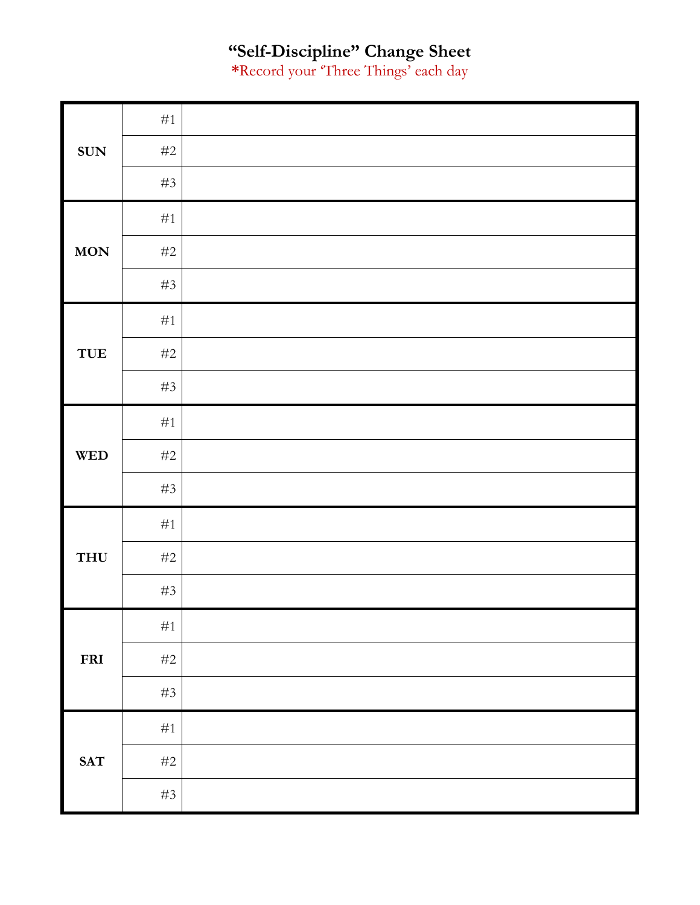# "Self-Discipline" Change Sheet

*Record your 'Three Things' each day

| | | |
|---|---|---|
| **SUN** | #1 | |
| | #2 | |
| | #3 | |
| **MON** | #1 | |
| | #2 | |
| | #3 | |
| **TUE** | #1 | |
| | #2 | |
| | #3 | |
| **WED** | #1 | |
| | #2 | |
| | #3 | |
| **THU** | #1 | |
| | #2 | |
| | #3 | |
| **FRI** | #1 | |
| | #2 | |
| | #3 | |
| **SAT** | #1 | |
| | #2 | |
| | #3 | |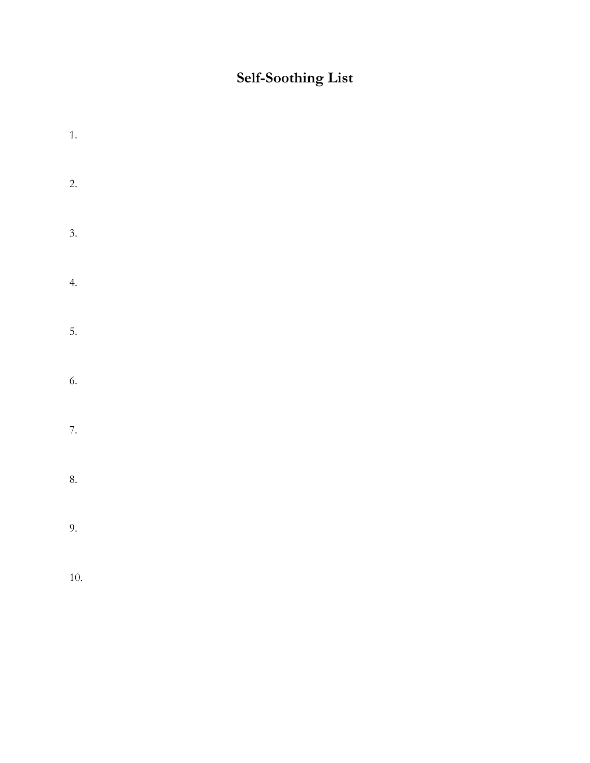# Self-Soothing List

1.

2.

3.

4.

5.

6.

7.

8.

9.

10.